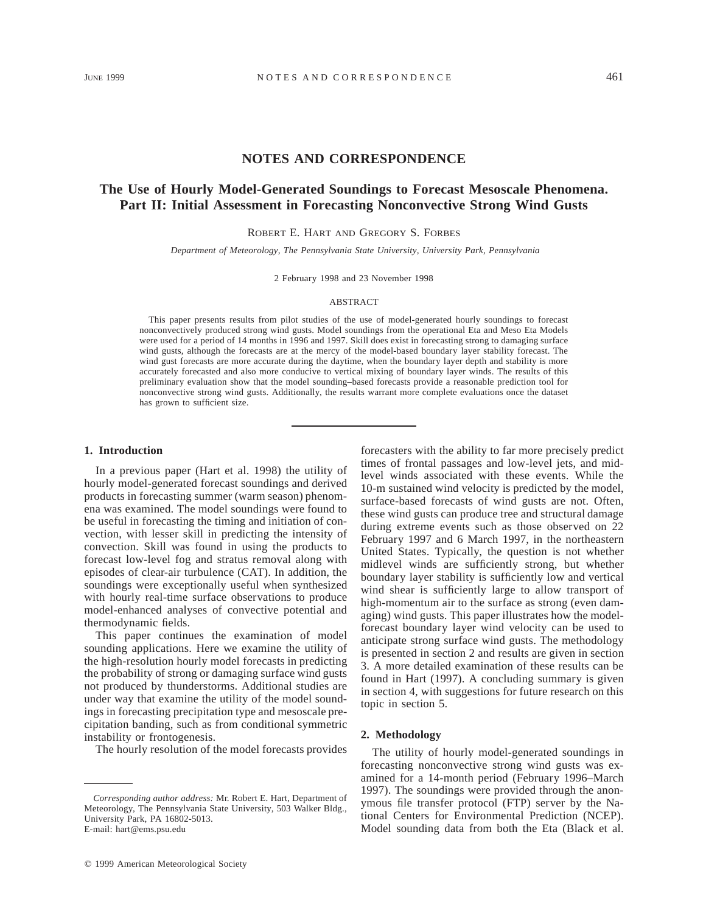# NOTES AND CORRESPONDENCE

## The Use of Hourly Model-Generated Soundings to Forecast Mesoscale Phenomena. Part II: Initial Assessment in Forecasting Nonconvective Strong Wind Gusts

ROBERT E. HART AND GREGORY S. FORBES

*Department of Meteorology, The Pennsylvania State University, University Park, Pennsylvania*

2 February 1998 and 23 November 1998

### ABSTRACT

This paper presents results from pilot studies of the use of model-generated hourly soundings to forecast nonconvectively produced strong wind gusts. Model soundings from the operational Eta and Meso Eta Models were used for a period of 14 months in 1996 and 1997. Skill does exist in forecasting strong to damaging surface wind gusts, although the forecasts are at the mercy of the model-based boundary layer stability forecast. The wind gust forecasts are more accurate during the daytime, when the boundary layer depth and stability is more accurately forecasted and also more conducive to vertical mixing of boundary layer winds. The results of this preliminary evaluation show that the model sounding–based forecasts provide a reasonable prediction tool for nonconvective strong wind gusts. Additionally, the results warrant more complete evaluations once the dataset has grown to sufficient size.

## 1. Introduction

In a previous paper (Hart et al. 1998) the utility of hourly model-generated forecast soundings and derived products in forecasting summer (warm season) phenomena was examined. The model soundings were found to be useful in forecasting the timing and initiation of convection, with lesser skill in predicting the intensity of convection. Skill was found in using the products to forecast low-level fog and stratus removal along with episodes of clear-air turbulence (CAT). In addition, the soundings were exceptionally useful when synthesized with hourly real-time surface observations to produce model-enhanced analyses of convective potential and thermodynamic fields.

This paper continues the examination of model sounding applications. Here we examine the utility of the high-resolution hourly model forecasts in predicting the probability of strong or damaging surface wind gusts not produced by thunderstorms. Additional studies are under way that examine the utility of the model soundings in forecasting precipitation type and mesoscale precipitation banding, such as from conditional symmetric instability or frontogenesis.

The hourly resolution of the model forecasts provides forecasters with the ability to far more precisely predict times of frontal passages and low-level jets, and midlevel winds associated with these events. While the 10-m sustained wind velocity is predicted by the model, surface-based forecasts of wind gusts are not. Often, these wind gusts can produce tree and structural damage during extreme events such as those observed on 22 February 1997 and 6 March 1997, in the northeastern United States. Typically, the question is not whether midlevel winds are sufficiently strong, but whether boundary layer stability is sufficiently low and vertical wind shear is sufficiently large to allow transport of high-momentum air to the surface as strong (even damaging) wind gusts. This paper illustrates how the model-forecast boundary layer wind velocity can be used to anticipate strong surface wind gusts. The methodology is presented in section 2 and results are given in section 3. A more detailed examination of these results can be found in Hart (1997). A concluding summary is given in section 4, with suggestions for future research on this topic in section 5.

## 2. Methodology

The utility of hourly model-generated soundings in forecasting nonconvective strong wind gusts was examined for a 14-month period (February 1996–March 1997). The soundings were provided through the anonymous file transfer protocol (FTP) server by the National Centers for Environmental Prediction (NCEP). Model sounding data from both the Eta (Black et al.

---

*Corresponding author address:* Mr. Robert E. Hart, Department of Meteorology, The Pennsylvania State University, 503 Walker Bldg., University Park, PA 16802-5013.
E-mail: hart@ems.psu.edu

© 1999 American Meteorological Society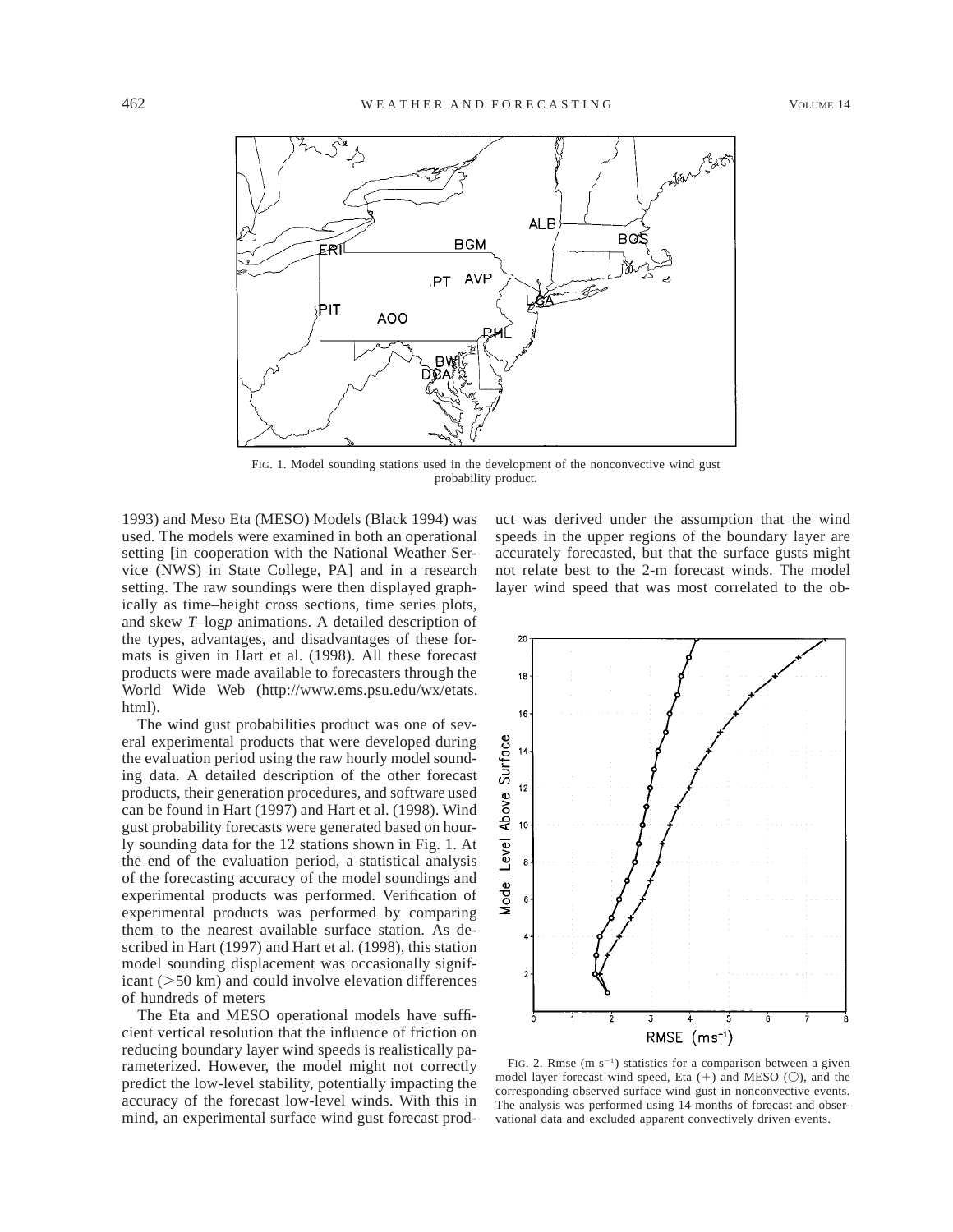FIG. 1. Model sounding stations used in the development of the nonconvective wind gust probability product.

1993) and Meso Eta (MESO) Models (Black 1994) was used. The models were examined in both an operational setting [in cooperation with the National Weather Service (NWS) in State College, PA] and in a research setting. The raw soundings were then displayed graphically as time–height cross sections, time series plots, and skew *T*–log*p* animations. A detailed description of the types, advantages, and disadvantages of these formats is given in Hart et al. (1998). All these forecast products were made available to forecasters through the World Wide Web (http://www.ems.psu.edu/wx/etats.html).

The wind gust probabilities product was one of several experimental products that were developed during the evaluation period using the raw hourly model sounding data. A detailed description of the other forecast products, their generation procedures, and software used can be found in Hart (1997) and Hart et al. (1998). Wind gust probability forecasts were generated based on hourly sounding data for the 12 stations shown in Fig. 1. At the end of the evaluation period, a statistical analysis of the forecasting accuracy of the model soundings and experimental products was performed. Verification of experimental products was performed by comparing them to the nearest available surface station. As described in Hart (1997) and Hart et al. (1998), this station model sounding displacement was occasionally significant (>50 km) and could involve elevation differences of hundreds of meters

The Eta and MESO operational models have sufficient vertical resolution that the influence of friction on reducing boundary layer wind speeds is realistically parameterized. However, the model might not correctly predict the low-level stability, potentially impacting the accuracy of the forecast low-level winds. With this in mind, an experimental surface wind gust forecast product was derived under the assumption that the wind speeds in the upper regions of the boundary layer are accurately forecasted, but that the surface gusts might not relate best to the 2-m forecast winds. The model layer wind speed that was most correlated to the ob-

FIG. 2. Rmse (m s$^{-1}$) statistics for a comparison between a given model layer forecast wind speed, Eta (+) and MESO (○), and the corresponding observed surface wind gust in nonconvective events. The analysis was performed using 14 months of forecast and observational data and excluded apparent convectively driven events.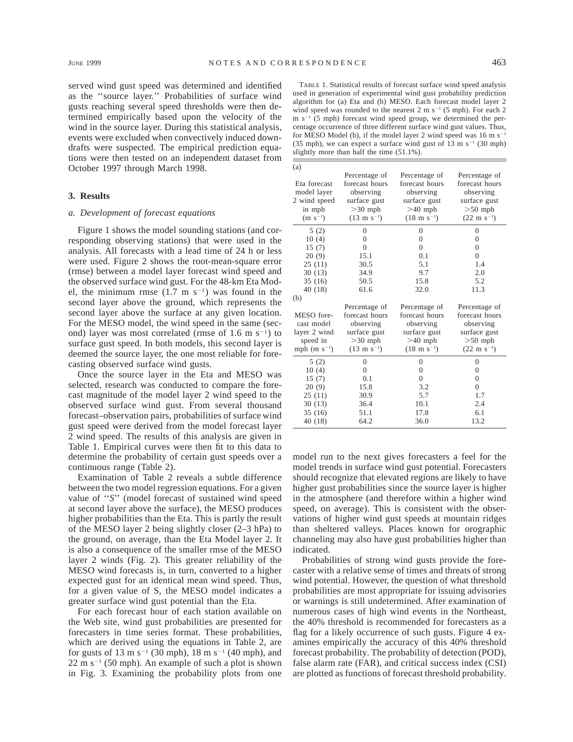served wind gust speed was determined and identified as the ''source layer.'' Probabilities of surface wind gusts reaching several speed thresholds were then determined empirically based upon the velocity of the wind in the source layer. During this statistical analysis, events were excluded when convectively induced downdrafts were suspected. The empirical prediction equations were then tested on an independent dataset from October 1997 through March 1998.

## 3. Results

### *a. Development of forecast equations*

Figure 1 shows the model sounding stations (and corresponding observing stations) that were used in the analysis. All forecasts with a lead time of 24 h or less were used. Figure 2 shows the root-mean-square error (rmse) between a model layer forecast wind speed and the observed surface wind gust. For the 48-km Eta Model, the minimum rmse (1.7 m s$^{-1}$) was found in the second layer above the ground, which represents the second layer above the surface at any given location. For the MESO model, the wind speed in the same (second) layer was most correlated (rmse of 1.6 m s$^{-1}$) to surface gust speed. In both models, this second layer is deemed the source layer, the one most reliable for forecasting observed surface wind gusts.

Once the source layer in the Eta and MESO was selected, research was conducted to compare the forecast magnitude of the model layer 2 wind speed to the observed surface wind gust. From several thousand forecast–observation pairs, probabilities of surface wind gust speed were derived from the model forecast layer 2 wind speed. The results of this analysis are given in Table 1. Empirical curves were then fit to this data to determine the probability of certain gust speeds over a continuous range (Table 2).

Examination of Table 2 reveals a subtle difference between the two model regression equations. For a given value of ''*S*'' (model forecast of sustained wind speed at second layer above the surface), the MESO produces higher probabilities than the Eta. This is partly the result of the MESO layer 2 being slightly closer (2–3 hPa) to the ground, on average, than the Eta Model layer 2. It is also a consequence of the smaller rmse of the MESO layer 2 winds (Fig. 2). This greater reliability of the MESO wind forecasts is, in turn, converted to a higher expected gust for an identical mean wind speed. Thus, for a given value of S, the MESO model indicates a greater surface wind gust potential than the Eta.

For each forecast hour of each station available on the Web site, wind gust probabilities are presented for forecasters in time series format. These probabilities, which are derived using the equations in Table 2, are for gusts of 13 m s$^{-1}$ (30 mph), 18 m s$^{-1}$ (40 mph), and 22 m s$^{-1}$ (50 mph). An example of such a plot is shown in Fig. 3. Examining the probability plots from one model run to the next gives forecasters a feel for the model trends in surface wind gust potential. Forecasters should recognize that elevated regions are likely to have higher gust probabilities since the source layer is higher in the atmosphere (and therefore within a higher wind speed, on average). This is consistent with the observations of higher wind gust speeds at mountain ridges than sheltered valleys. Places known for orographic channeling may also have gust probabilities higher than indicated.

Probabilities of strong wind gusts provide the forecaster with a relative sense of times and threats of strong wind potential. However, the question of what threshold probabilities are most appropriate for issuing advisories or warnings is still undetermined. After examination of numerous cases of high wind events in the Northeast, the 40% threshold is recommended for forecasters as a flag for a likely occurrence of such gusts. Figure 4 examines empirically the accuracy of this 40% threshold forecast probability. The probability of detection (POD), false alarm rate (FAR), and critical success index (CSI) are plotted as functions of forecast threshold probability.

TABLE 1. Statistical results of forecast surface wind speed analysis used in generation of experimental wind gust probability prediction algorithm for (a) Eta and (b) MESO. Each forecast model layer 2 wind speed was rounded to the nearest 2 m s$^{-1}$ (5 mph). For each 2 m s$^{-1}$ (5 mph) forecast wind speed group, we determined the percentage occurrence of three different surface wind gust values. Thus, for MESO Model (b), if the model layer 2 wind speed was 16 m s$^{-1}$ (35 mph), we can expect a surface wind gust of 13 m s$^{-1}$ (30 mph) slightly more than half the time (51.1%).

(a)

| Eta forecast model layer 2 wind speed in mph (m s$^{-1}$) | Percentage of forecast hours observing surface gust >30 mph (13 m s$^{-1}$) | Percentage of forecast hours observing surface gust >40 mph (18 m s$^{-1}$) | Percentage of forecast hours observing surface gust >50 mph (22 m s$^{-1}$) |
|---|---|---|---|
| 5 (2) | 0 | 0 | 0 |
| 10 (4) | 0 | 0 | 0 |
| 15 (7) | 0 | 0 | 0 |
| 20 (9) | 15.1 | 0.1 | 0 |
| 25 (11) | 30.5 | 5.1 | 1.4 |
| 30 (13) | 34.9 | 9.7 | 2.0 |
| 35 (16) | 50.5 | 15.8 | 5.2 |
| 40 (18) | 61.6 | 32.0 | 11.3 |

(b)

| MESO forecast model layer 2 wind speed in mph (m s$^{-1}$) | Percentage of forecast hours observing surface gust >30 mph (13 m s$^{-1}$) | Percentage of forecast hours observing surface gust >40 mph (18 m s$^{-1}$) | Percentage of forecast hours observing surface gust >50 mph (22 m s$^{-1}$) |
|---|---|---|---|
| 5 (2) | 0 | 0 | 0 |
| 10 (4) | 0 | 0 | 0 |
| 15 (7) | 0.1 | 0 | 0 |
| 20 (9) | 15.8 | 3.2 | 0 |
| 25 (11) | 30.9 | 5.7 | 1.7 |
| 30 (13) | 36.4 | 10.1 | 2.4 |
| 35 (16) | 51.1 | 17.8 | 6.1 |
| 40 (18) | 64.2 | 36.0 | 13.2 |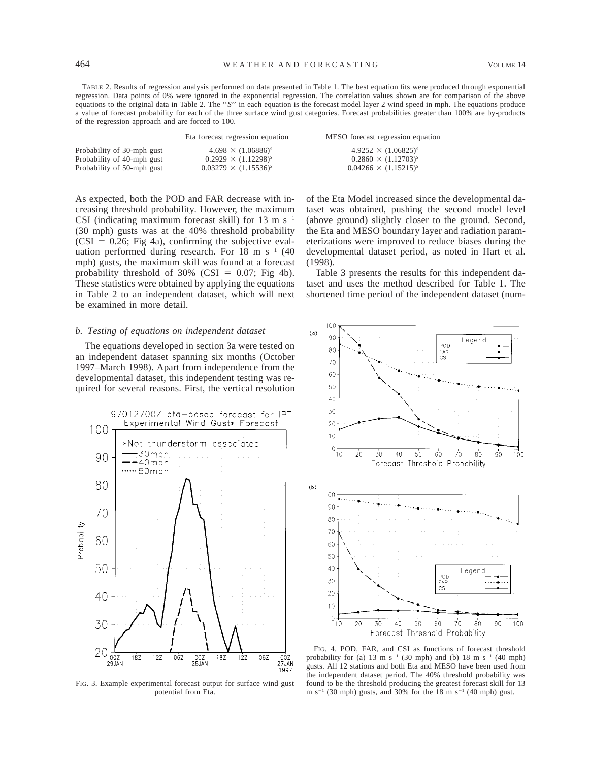TABLE 2. Results of regression analysis performed on data presented in Table 1. The best equation fits were produced through exponential regression. Data points of 0% were ignored in the exponential regression. The correlation values shown are for comparison of the above equations to the original data in Table 2. The ''*S*'' in each equation is the forecast model layer 2 wind speed in mph. The equations produce a value of forecast probability for each of the three surface wind gust categories. Forecast probabilities greater than 100% are by-products of the regression approach and are forced to 100.

| | Eta forecast regression equation | MESO forecast regression equation |
|---|---|---|
| Probability of 30-mph gust | $4.698 \times (1.06886)^S$ | $4.9252 \times (1.06825)^S$ |
| Probability of 40-mph gust | $0.2929 \times (1.12298)^S$ | $0.2860 \times (1.12703)^S$ |
| Probability of 50-mph gust | $0.03279 \times (1.15536)^S$ | $0.04266 \times (1.15215)^S$ |

As expected, both the POD and FAR decrease with increasing threshold probability. However, the maximum CSI (indicating maximum forecast skill) for 13 m s$^{-1}$ (30 mph) gusts was at the 40% threshold probability (CSI = 0.26; Fig 4a), confirming the subjective evaluation performed during research. For 18 m s$^{-1}$ (40 mph) gusts, the maximum skill was found at a forecast probability threshold of 30% (CSI = 0.07; Fig 4b). These statistics were obtained by applying the equations in Table 2 to an independent dataset, which will next be examined in more detail.

### *b. Testing of equations on independent dataset*

The equations developed in section 3a were tested on an independent dataset spanning six months (October 1997–March 1998). Apart from independence from the developmental dataset, this independent testing was required for several reasons. First, the vertical resolution of the Eta Model increased since the developmental dataset was obtained, pushing the second model level (above ground) slightly closer to the ground. Second, the Eta and MESO boundary layer and radiation parameterizations were improved to reduce biases during the developmental dataset period, as noted in Hart et al. (1998).

Table 3 presents the results for this independent dataset and uses the method described for Table 1. The shortened time period of the independent dataset (num-

FIG. 3. Example experimental forecast output for surface wind gust potential from Eta.

FIG. 4. POD, FAR, and CSI as functions of forecast threshold probability for (a) 13 m s$^{-1}$ (30 mph) and (b) 18 m s$^{-1}$ (40 mph) gusts. All 12 stations and both Eta and MESO have been used from the independent dataset period. The 40% threshold probability was found to be the threshold producing the greatest forecast skill for 13 m s$^{-1}$ (30 mph) gusts, and 30% for the 18 m s$^{-1}$ (40 mph) gust.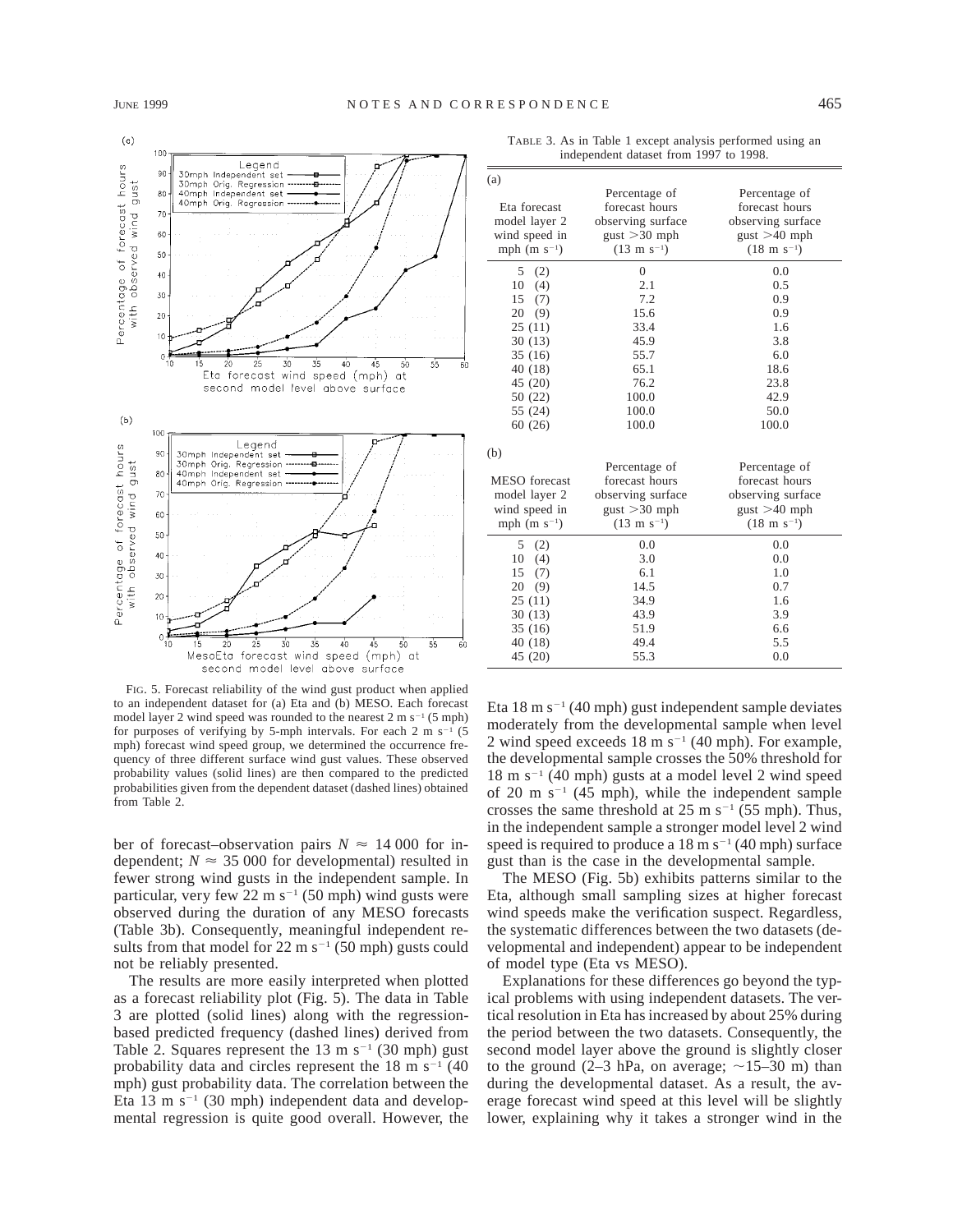FIG. 5. Forecast reliability of the wind gust product when applied to an independent dataset for (a) Eta and (b) MESO. Each forecast model layer 2 wind speed was rounded to the nearest 2 m s$^{-1}$ (5 mph) for purposes of verifying by 5-mph intervals. For each 2 m s$^{-1}$ (5 mph) forecast wind speed group, we determined the occurrence frequency of three different surface wind gust values. These observed probability values (solid lines) are then compared to the predicted probabilities given from the dependent dataset (dashed lines) obtained from Table 2.

ber of forecast–observation pairs $N \approx 14\,000$ for independent; $N \approx 35\,000$ for developmental) resulted in fewer strong wind gusts in the independent sample. In particular, very few 22 m s$^{-1}$ (50 mph) wind gusts were observed during the duration of any MESO forecasts (Table 3b). Consequently, meaningful independent results from that model for 22 m s$^{-1}$ (50 mph) gusts could not be reliably presented.

The results are more easily interpreted when plotted as a forecast reliability plot (Fig. 5). The data in Table 3 are plotted (solid lines) along with the regression-based predicted frequency (dashed lines) derived from Table 2. Squares represent the 13 m s$^{-1}$ (30 mph) gust probability data and circles represent the 18 m s$^{-1}$ (40 mph) gust probability data. The correlation between the Eta 13 m s$^{-1}$ (30 mph) independent data and developmental regression is quite good overall. However, the

TABLE 3. As in Table 1 except analysis performed using an independent dataset from 1997 to 1998.

(a)

| Eta forecast model layer 2 wind speed in mph (m s$^{-1}$) | Percentage of forecast hours observing surface gust >30 mph (13 m s$^{-1}$) | Percentage of forecast hours observing surface gust >40 mph (18 m s$^{-1}$) |
|---|---|---|
| 5 (2) | 0 | 0.0 |
| 10 (4) | 2.1 | 0.5 |
| 15 (7) | 7.2 | 0.9 |
| 20 (9) | 15.6 | 0.9 |
| 25 (11) | 33.4 | 1.6 |
| 30 (13) | 45.9 | 3.8 |
| 35 (16) | 55.7 | 6.0 |
| 40 (18) | 65.1 | 18.6 |
| 45 (20) | 76.2 | 23.8 |
| 50 (22) | 100.0 | 42.9 |
| 55 (24) | 100.0 | 50.0 |
| 60 (26) | 100.0 | 100.0 |

(b)

| MESO forecast model layer 2 wind speed in mph (m s$^{-1}$) | Percentage of forecast hours observing surface gust >30 mph (13 m s$^{-1}$) | Percentage of forecast hours observing surface gust >40 mph (18 m s$^{-1}$) |
|---|---|---|
| 5 (2) | 0.0 | 0.0 |
| 10 (4) | 3.0 | 0.0 |
| 15 (7) | 6.1 | 1.0 |
| 20 (9) | 14.5 | 0.7 |
| 25 (11) | 34.9 | 1.6 |
| 30 (13) | 43.9 | 3.9 |
| 35 (16) | 51.9 | 6.6 |
| 40 (18) | 49.4 | 5.5 |
| 45 (20) | 55.3 | 0.0 |

Eta 18 m s$^{-1}$ (40 mph) gust independent sample deviates moderately from the developmental sample when level 2 wind speed exceeds 18 m s$^{-1}$ (40 mph). For example, the developmental sample crosses the 50% threshold for 18 m s$^{-1}$ (40 mph) gusts at a model level 2 wind speed of 20 m s$^{-1}$ (45 mph), while the independent sample crosses the same threshold at 25 m s$^{-1}$ (55 mph). Thus, in the independent sample a stronger model level 2 wind speed is required to produce a 18 m s$^{-1}$ (40 mph) surface gust than is the case in the developmental sample.

The MESO (Fig. 5b) exhibits patterns similar to the Eta, although small sampling sizes at higher forecast wind speeds make the verification suspect. Regardless, the systematic differences between the two datasets (developmental and independent) appear to be independent of model type (Eta vs MESO).

Explanations for these differences go beyond the typical problems with using independent datasets. The vertical resolution in Eta has increased by about 25% during the period between the two datasets. Consequently, the second model layer above the ground is slightly closer to the ground (2–3 hPa, on average; ~15–30 m) than during the developmental dataset. As a result, the average forecast wind speed at this level will be slightly lower, explaining why it takes a stronger wind in the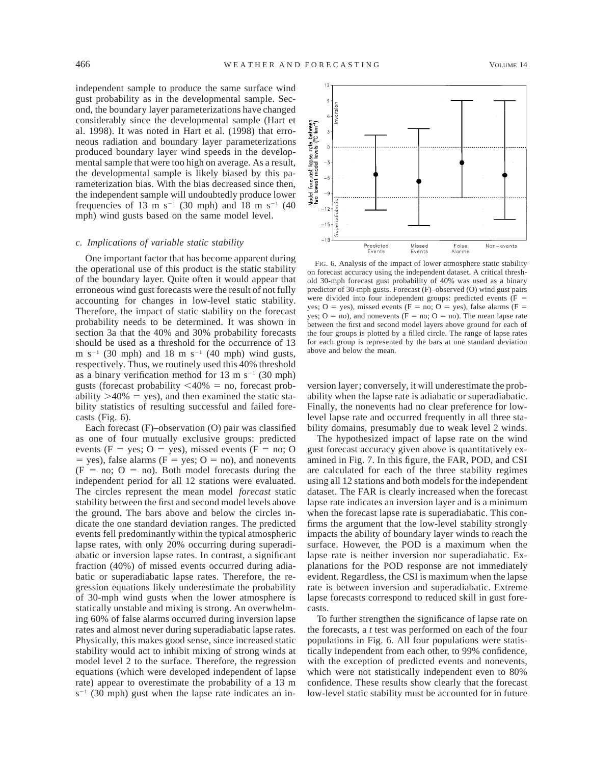independent sample to produce the same surface wind gust probability as in the developmental sample. Second, the boundary layer parameterizations have changed considerably since the developmental sample (Hart et al. 1998). It was noted in Hart et al. (1998) that erroneous radiation and boundary layer parameterizations produced boundary layer wind speeds in the developmental sample that were too high on average. As a result, the developmental sample is likely biased by this parameterization bias. With the bias decreased since then, the independent sample will undoubtedly produce lower frequencies of 13 m s$^{-1}$ (30 mph) and 18 m s$^{-1}$ (40 mph) wind gusts based on the same model level.

### *c. Implications of variable static stability*

One important factor that has become apparent during the operational use of this product is the static stability of the boundary layer. Quite often it would appear that erroneous wind gust forecasts were the result of not fully accounting for changes in low-level static stability. Therefore, the impact of static stability on the forecast probability needs to be determined. It was shown in section 3a that the 40% and 30% probability forecasts should be used as a threshold for the occurrence of 13 m s$^{-1}$ (30 mph) and 18 m s$^{-1}$ (40 mph) wind gusts, respectively. Thus, we routinely used this 40% threshold as a binary verification method for 13 m s$^{-1}$ (30 mph) gusts (forecast probability <40% = no, forecast probability >40% = yes), and then examined the static stability statistics of resulting successful and failed forecasts (Fig. 6).

Each forecast (F)–observation (O) pair was classified as one of four mutually exclusive groups: predicted events (F = yes; O = yes), missed events (F = no; O = yes), false alarms (F = yes; O = no), and nonevents (F = no; O = no). Both model forecasts during the independent period for all 12 stations were evaluated. The circles represent the mean model *forecast* static stability between the first and second model levels above the ground. The bars above and below the circles indicate the one standard deviation ranges. The predicted events fell predominantly within the typical atmospheric lapse rates, with only 20% occurring during superadiabatic or inversion lapse rates. In contrast, a significant fraction (40%) of missed events occurred during adiabatic or superadiabatic lapse rates. Therefore, the regression equations likely underestimate the probability of 30-mph wind gusts when the lower atmosphere is statically unstable and mixing is strong. An overwhelming 60% of false alarms occurred during inversion lapse rates and almost never during superadiabatic lapse rates. Physically, this makes good sense, since increased static stability would act to inhibit mixing of strong winds at model level 2 to the surface. Therefore, the regression equations (which were developed independent of lapse rate) appear to overestimate the probability of a 13 m s$^{-1}$ (30 mph) gust when the lapse rate indicates an inversion layer; conversely, it will underestimate the probability when the lapse rate is adiabatic or superadiabatic. Finally, the nonevents had no clear preference for low-level lapse rate and occurred frequently in all three stability domains, presumably due to weak level 2 winds.

FIG. 6. Analysis of the impact of lower atmosphere static stability on forecast accuracy using the independent dataset. A critical threshold 30-mph forecast gust probability of 40% was used as a binary predictor of 30-mph gusts. Forecast (F)–observed (O) wind gust pairs were divided into four independent groups: predicted events (F = yes; O = yes), missed events (F = no; O = yes), false alarms (F = yes; O = no), and nonevents (F = no; O = no). The mean lapse rate between the first and second model layers above ground for each of the four groups is plotted by a filled circle. The range of lapse rates for each group is represented by the bars at one standard deviation above and below the mean.

The hypothesized impact of lapse rate on the wind gust forecast accuracy given above is quantitatively examined in Fig. 7. In this figure, the FAR, POD, and CSI are calculated for each of the three stability regimes using all 12 stations and both models for the independent dataset. The FAR is clearly increased when the forecast lapse rate indicates an inversion layer and is a minimum when the forecast lapse rate is superadiabatic. This confirms the argument that the low-level stability strongly impacts the ability of boundary layer winds to reach the surface. However, the POD is a maximum when the lapse rate is neither inversion nor superadiabatic. Explanations for the POD response are not immediately evident. Regardless, the CSI is maximum when the lapse rate is between inversion and superadiabatic. Extreme lapse forecasts correspond to reduced skill in gust forecasts.

To further strengthen the significance of lapse rate on the forecasts, a *t* test was performed on each of the four populations in Fig. 6. All four populations were statistically independent from each other, to 99% confidence, with the exception of predicted events and nonevents, which were not statistically independent even to 80% confidence. These results show clearly that the forecast low-level static stability must be accounted for in future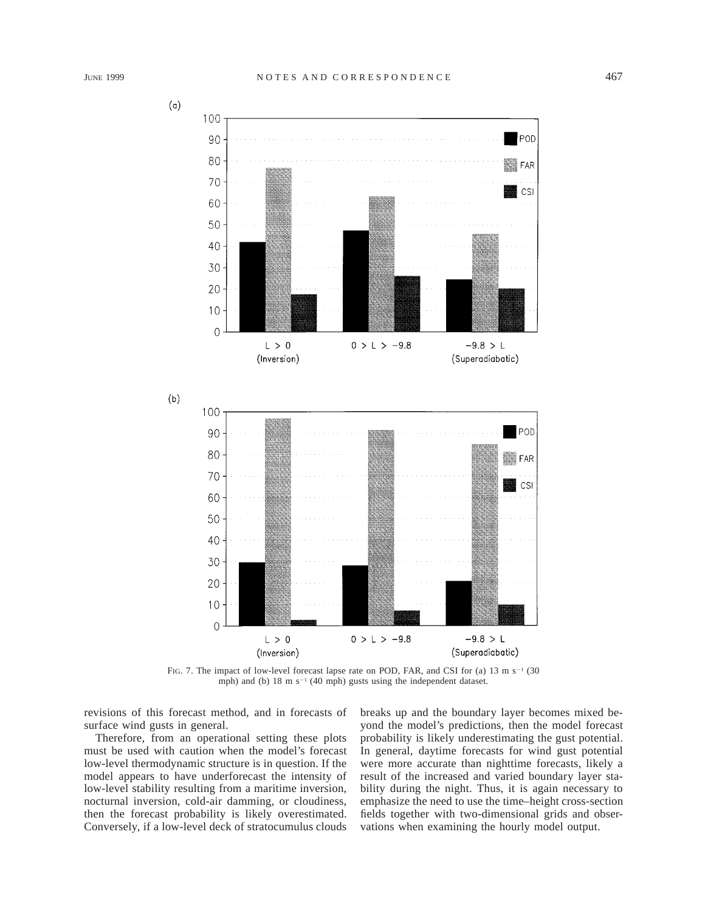FIG. 7. The impact of low-level forecast lapse rate on POD, FAR, and CSI for (a) 13 m s$^{-1}$ (30 mph) and (b) 18 m s$^{-1}$ (40 mph) gusts using the independent dataset.

revisions of this forecast method, and in forecasts of surface wind gusts in general.

Therefore, from an operational setting these plots must be used with caution when the model's forecast low-level thermodynamic structure is in question. If the model appears to have underforecast the intensity of low-level stability resulting from a maritime inversion, nocturnal inversion, cold-air damming, or cloudiness, then the forecast probability is likely overestimated. Conversely, if a low-level deck of stratocumulus clouds breaks up and the boundary layer becomes mixed beyond the model's predictions, then the model forecast probability is likely underestimating the gust potential. In general, daytime forecasts for wind gust potential were more accurate than nighttime forecasts, likely a result of the increased and varied boundary layer stability during the night. Thus, it is again necessary to emphasize the need to use the time–height cross-section fields together with two-dimensional grids and observations when examining the hourly model output.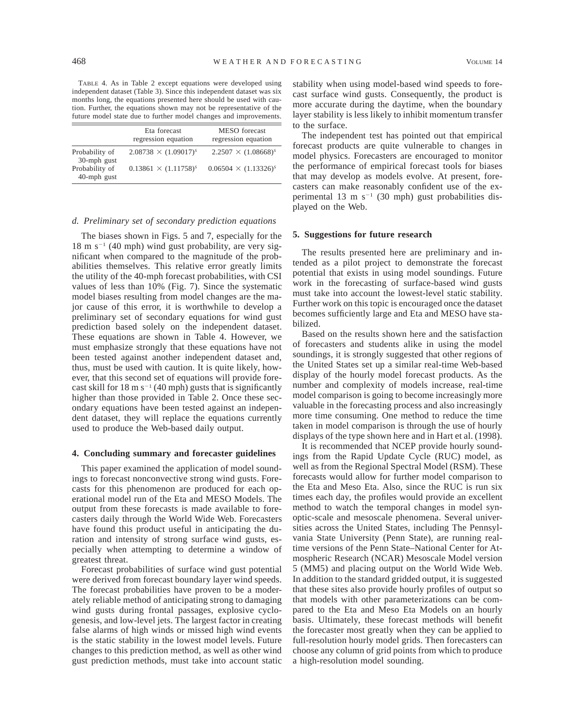TABLE 4. As in Table 2 except equations were developed using independent dataset (Table 3). Since this independent dataset was six months long, the equations presented here should be used with caution. Further, the equations shown may not be representative of the future model state due to further model changes and improvements.

| | Eta forecast regression equation | MESO forecast regression equation |
|---|---|---|
| Probability of 30-mph gust | $2.08738 \times (1.09017)^s$ | $2.2507 \times (1.08668)^s$ |
| Probability of 40-mph gust | $0.13861 \times (1.11758)^s$ | $0.06504 \times (1.13326)^s$ |

### *d. Preliminary set of secondary prediction equations*

The biases shown in Figs. 5 and 7, especially for the 18 m s$^{-1}$ (40 mph) wind gust probability, are very significant when compared to the magnitude of the probabilities themselves. This relative error greatly limits the utility of the 40-mph forecast probabilities, with CSI values of less than 10% (Fig. 7). Since the systematic model biases resulting from model changes are the major cause of this error, it is worthwhile to develop a preliminary set of secondary equations for wind gust prediction based solely on the independent dataset. These equations are shown in Table 4. However, we must emphasize strongly that these equations have not been tested against another independent dataset and, thus, must be used with caution. It is quite likely, however, that this second set of equations will provide forecast skill for 18 m s$^{-1}$ (40 mph) gusts that is significantly higher than those provided in Table 2. Once these secondary equations have been tested against an independent dataset, they will replace the equations currently used to produce the Web-based daily output.

## 4. Concluding summary and forecaster guidelines

This paper examined the application of model soundings to forecast nonconvective strong wind gusts. Forecasts for this phenomenon are produced for each operational model run of the Eta and MESO Models. The output from these forecasts is made available to forecasters daily through the World Wide Web. Forecasters have found this product useful in anticipating the duration and intensity of strong surface wind gusts, especially when attempting to determine a window of greatest threat.

Forecast probabilities of surface wind gust potential were derived from forecast boundary layer wind speeds. The forecast probabilities have proven to be a moderately reliable method of anticipating strong to damaging wind gusts during frontal passages, explosive cyclogenesis, and low-level jets. The largest factor in creating false alarms of high winds or missed high wind events is the static stability in the lowest model levels. Future changes to this prediction method, as well as other wind gust prediction methods, must take into account static stability when using model-based wind speeds to forecast surface wind gusts. Consequently, the product is more accurate during the daytime, when the boundary layer stability is less likely to inhibit momentum transfer to the surface.

The independent test has pointed out that empirical forecast products are quite vulnerable to changes in model physics. Forecasters are encouraged to monitor the performance of empirical forecast tools for biases that may develop as models evolve. At present, forecasters can make reasonably confident use of the experimental 13 m s$^{-1}$ (30 mph) gust probabilities displayed on the Web.

## 5. Suggestions for future research

The results presented here are preliminary and intended as a pilot project to demonstrate the forecast potential that exists in using model soundings. Future work in the forecasting of surface-based wind gusts must take into account the lowest-level static stability. Further work on this topic is encouraged once the dataset becomes sufficiently large and Eta and MESO have stabilized.

Based on the results shown here and the satisfaction of forecasters and students alike in using the model soundings, it is strongly suggested that other regions of the United States set up a similar real-time Web-based display of the hourly model forecast products. As the number and complexity of models increase, real-time model comparison is going to become increasingly more valuable in the forecasting process and also increasingly more time consuming. One method to reduce the time taken in model comparison is through the use of hourly displays of the type shown here and in Hart et al. (1998).

It is recommended that NCEP provide hourly soundings from the Rapid Update Cycle (RUC) model, as well as from the Regional Spectral Model (RSM). These forecasts would allow for further model comparison to the Eta and Meso Eta. Also, since the RUC is run six times each day, the profiles would provide an excellent method to watch the temporal changes in model synoptic-scale and mesoscale phenomena. Several universities across the United States, including The Pennsylvania State University (Penn State), are running real-time versions of the Penn State–National Center for Atmospheric Research (NCAR) Mesoscale Model version 5 (MM5) and placing output on the World Wide Web. In addition to the standard gridded output, it is suggested that these sites also provide hourly profiles of output so that models with other parameterizations can be compared to the Eta and Meso Eta Models on an hourly basis. Ultimately, these forecast methods will benefit the forecaster most greatly when they can be applied to full-resolution hourly model grids. Then forecasters can choose any column of grid points from which to produce a high-resolution model sounding.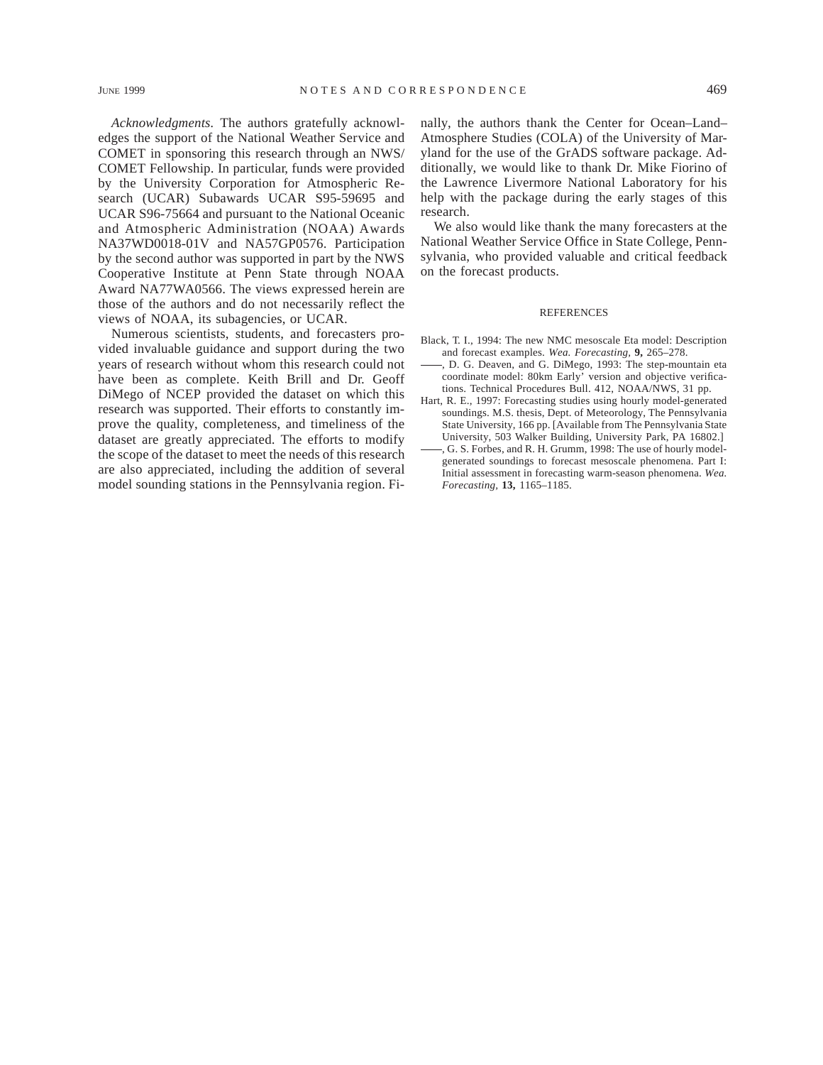*Acknowledgments.* The authors gratefully acknowledges the support of the National Weather Service and COMET in sponsoring this research through an NWS/COMET Fellowship. In particular, funds were provided by the University Corporation for Atmospheric Research (UCAR) Subawards UCAR S95-59695 and UCAR S96-75664 and pursuant to the National Oceanic and Atmospheric Administration (NOAA) Awards NA37WD0018-01V and NA57GP0576. Participation by the second author was supported in part by the NWS Cooperative Institute at Penn State through NOAA Award NA77WA0566. The views expressed herein are those of the authors and do not necessarily reflect the views of NOAA, its subagencies, or UCAR.

Numerous scientists, students, and forecasters provided invaluable guidance and support during the two years of research without whom this research could not have been as complete. Keith Brill and Dr. Geoff DiMego of NCEP provided the dataset on which this research was supported. Their efforts to constantly improve the quality, completeness, and timeliness of the dataset are greatly appreciated. The efforts to modify the scope of the dataset to meet the needs of this research are also appreciated, including the addition of several model sounding stations in the Pennsylvania region. Finally, the authors thank the Center for Ocean–Land–Atmosphere Studies (COLA) of the University of Maryland for the use of the GrADS software package. Additionally, we would like to thank Dr. Mike Fiorino of the Lawrence Livermore National Laboratory for his help with the package during the early stages of this research.

We also would like thank the many forecasters at the National Weather Service Office in State College, Pennsylvania, who provided valuable and critical feedback on the forecast products.

## REFERENCES

Black, T. I., 1994: The new NMC mesoscale Eta model: Description and forecast examples. *Wea. Forecasting,* **9,** 265–278.

——, D. G. Deaven, and G. DiMego, 1993: The step-mountain eta coordinate model: 80km Early' version and objective verifications. Technical Procedures Bull. 412, NOAA/NWS, 31 pp.

Hart, R. E., 1997: Forecasting studies using hourly model-generated soundings. M.S. thesis, Dept. of Meteorology, The Pennsylvania State University, 166 pp. [Available from The Pennsylvania State University, 503 Walker Building, University Park, PA 16802.]

——, G. S. Forbes, and R. H. Grumm, 1998: The use of hourly model-generated soundings to forecast mesoscale phenomena. Part I: Initial assessment in forecasting warm-season phenomena. *Wea. Forecasting,* **13,** 1165–1185.